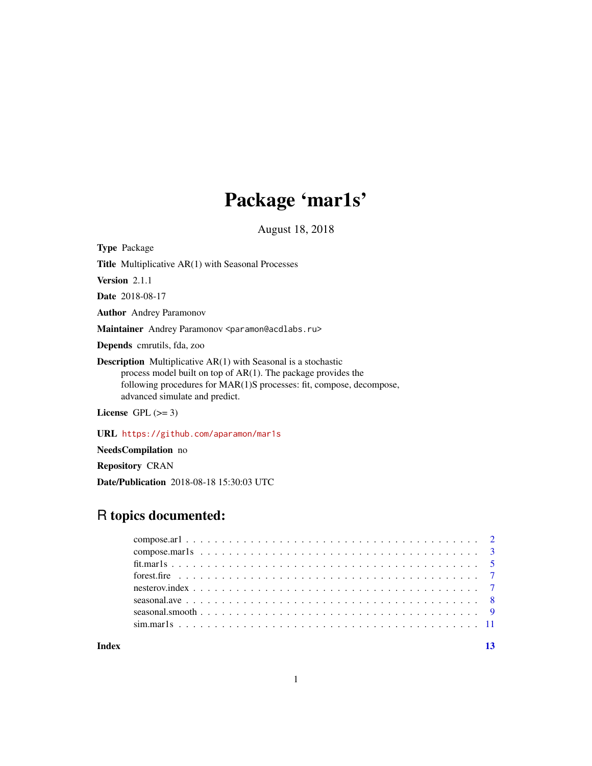# Package 'mar1s'

August 18, 2018

**Type** Package

**Title** Multiplicative AR(1) with Seasonal Processes

**Version** 2.1.1

**Date** 2018-08-17

**Author** Andrey Paramonov

**Maintainer** Andrey Paramonov <paramon@acdlabs.ru>

**Depends** cmrutils, fda, zoo

**Description** Multiplicative AR(1) with Seasonal is a stochastic process model built on top of AR(1). The package provides the following procedures for MAR(1)S processes: fit, compose, decompose, advanced simulate and predict.

**License** GPL (>= 3)

**URL** https://github.com/aparamon/mar1s

**NeedsCompilation** no

**Repository** CRAN

**Date/Publication** 2018-08-18 15:30:03 UTC

## R topics documented:

- compose.ar1 . . . 2
- compose.mar1s . . . 3
- fit.mar1s . . . 5
- forest.fire . . . 7
- nesterov.index . . . 7
- seasonal.ave . . . 8
- seasonal.smooth . . . 9
- sim.mar1s . . . 11

**Index** 13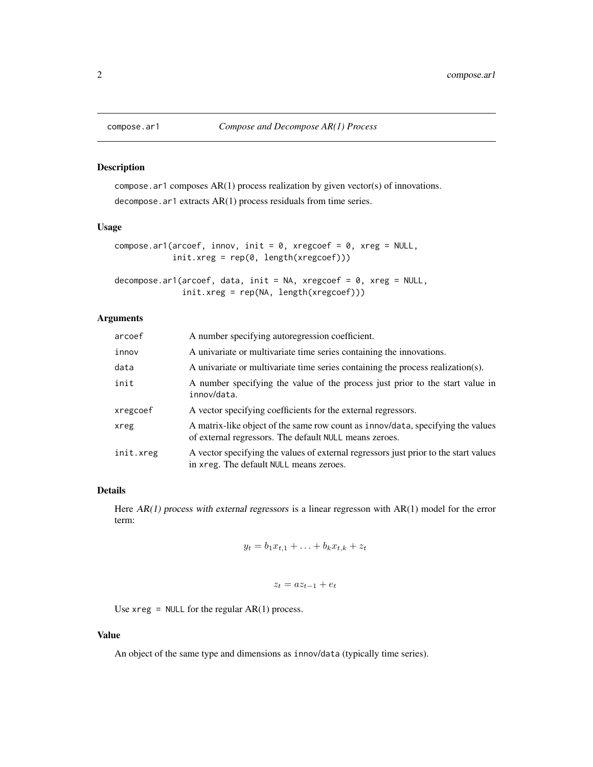# compose.ar1 — *Compose and Decompose AR(1) Process*

## Description

`compose.ar1` composes AR(1) process realization by given vector(s) of innovations.

`decompose.ar1` extracts AR(1) process residuals from time series.

## Usage

```
compose.ar1(arcoef, innov, init = 0, xregcoef = 0, xreg = NULL,
            init.xreg = rep(0, length(xregcoef)))

decompose.ar1(arcoef, data, init = NA, xregcoef = 0, xreg = NULL,
              init.xreg = rep(NA, length(xregcoef)))
```

## Arguments

| | |
|---|---|
| `arcoef` | A number specifying autoregression coefficient. |
| `innov` | A univariate or multivariate time series containing the innovations. |
| `data` | A univariate or multivariate time series containing the process realization(s). |
| `init` | A number specifying the value of the process just prior to the start value in `innov/data`. |
| `xregcoef` | A vector specifying coefficients for the external regressors. |
| `xreg` | A matrix-like object of the same row count as `innov/data`, specifying the values of external regressors. The default `NULL` means zeroes. |
| `init.xreg` | A vector specifying the values of external regressors just prior to the start values in `xreg`. The default `NULL` means zeroes. |

## Details

Here *AR(1) process with external regressors* is a linear regresson with AR(1) model for the error term:

$$y_t = b_1 x_{t,1} + \ldots + b_k x_{t,k} + z_t$$

$$z_t = a z_{t-1} + e_t$$

Use `xreg = NULL` for the regular AR(1) process.

## Value

An object of the same type and dimensions as `innov/data` (typically time series).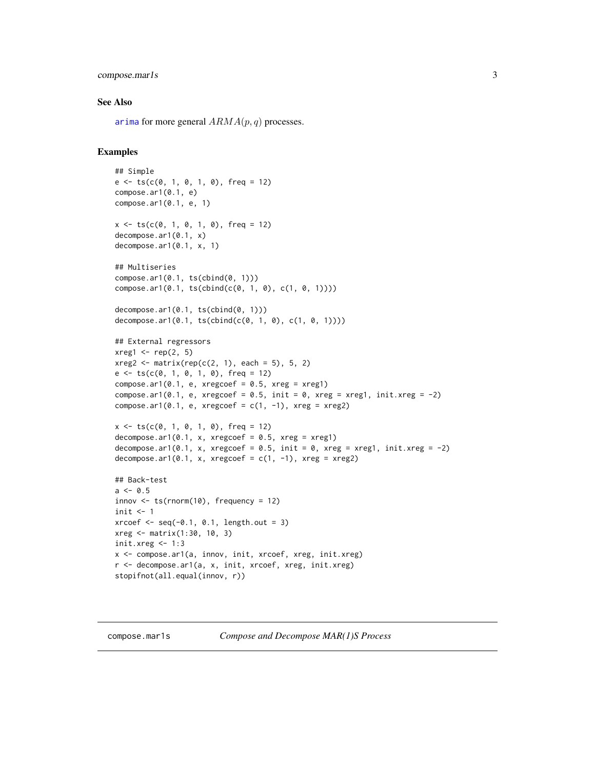### See Also

`arima` for more general $ARMA(p, q)$ processes.

### Examples

```
## Simple
e <- ts(c(0, 1, 0, 1, 0), freq = 12)
compose.ar1(0.1, e)
compose.ar1(0.1, e, 1)

x <- ts(c(0, 1, 0, 1, 0), freq = 12)
decompose.ar1(0.1, x)
decompose.ar1(0.1, x, 1)

## Multiseries
compose.ar1(0.1, ts(cbind(0, 1)))
compose.ar1(0.1, ts(cbind(c(0, 1, 0), c(1, 0, 1))))

decompose.ar1(0.1, ts(cbind(0, 1)))
decompose.ar1(0.1, ts(cbind(c(0, 1, 0), c(1, 0, 1))))

## External regressors
xreg1 <- rep(2, 5)
xreg2 <- matrix(rep(c(2, 1), each = 5), 5, 2)
e <- ts(c(0, 1, 0, 1, 0), freq = 12)
compose.ar1(0.1, e, xregcoef = 0.5, xreg = xreg1)
compose.ar1(0.1, e, xregcoef = 0.5, init = 0, xreg = xreg1, init.xreg = -2)
compose.ar1(0.1, e, xregcoef = c(1, -1), xreg = xreg2)

x <- ts(c(0, 1, 0, 1, 0), freq = 12)
decompose.ar1(0.1, x, xregcoef = 0.5, xreg = xreg1)
decompose.ar1(0.1, x, xregcoef = 0.5, init = 0, xreg = xreg1, init.xreg = -2)
decompose.ar1(0.1, x, xregcoef = c(1, -1), xreg = xreg2)

## Back-test
a <- 0.5
innov <- ts(rnorm(10), frequency = 12)
init <- 1
xrcoef <- seq(-0.1, 0.1, length.out = 3)
xreg <- matrix(1:30, 10, 3)
init.xreg <- 1:3
x <- compose.ar1(a, innov, init, xrcoef, xreg, init.xreg)
r <- decompose.ar1(a, x, init, xrcoef, xreg, init.xreg)
stopifnot(all.equal(innov, r))
```

---

## compose.mar1s — *Compose and Decompose MAR(1)S Process*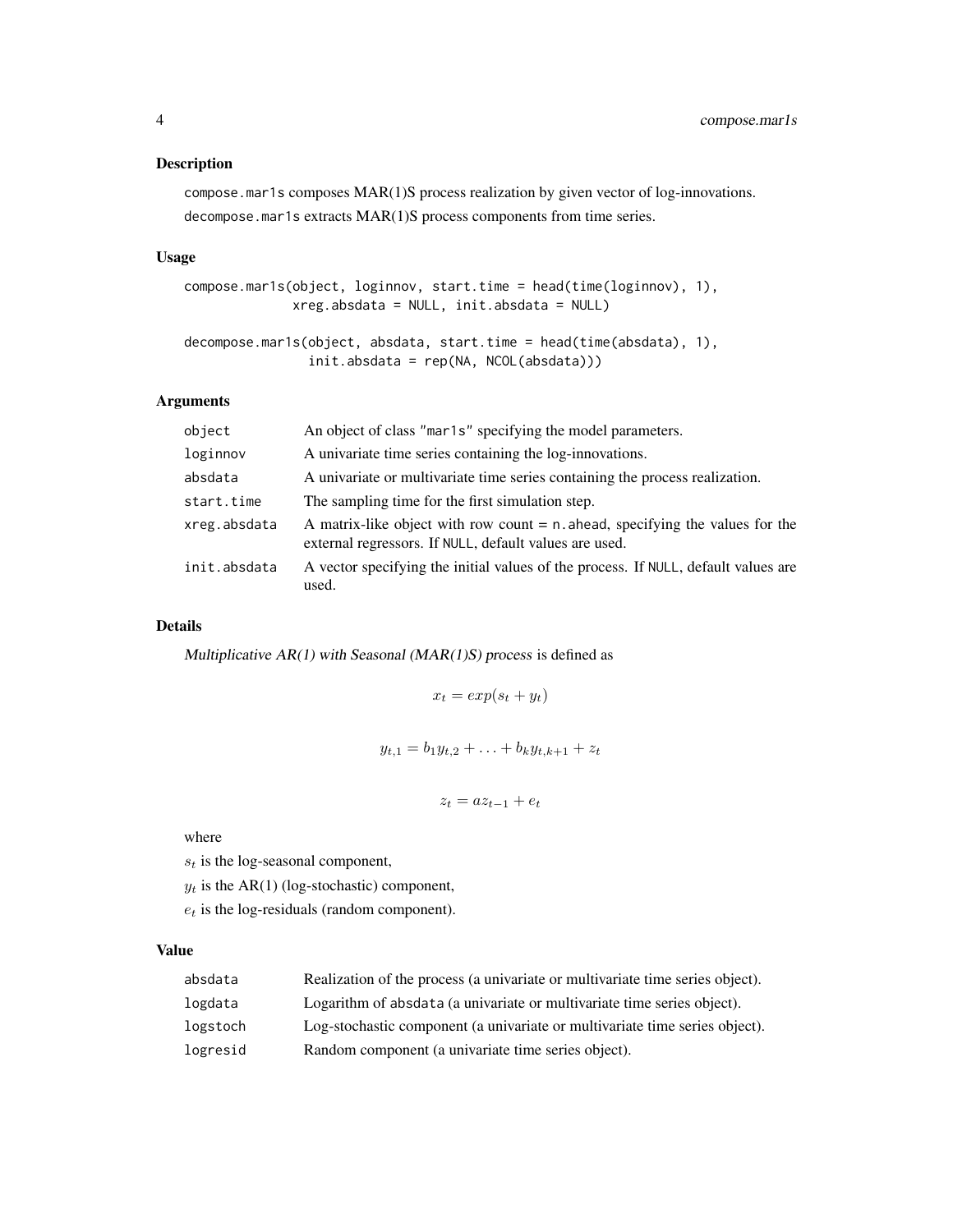## Description

`compose.mar1s` composes MAR(1)S process realization by given vector of log-innovations.

`decompose.mar1s` extracts MAR(1)S process components from time series.

## Usage

```
compose.mar1s(object, loginnov, start.time = head(time(loginnov), 1),
              xreg.absdata = NULL, init.absdata = NULL)

decompose.mar1s(object, absdata, start.time = head(time(absdata), 1),
                init.absdata = rep(NA, NCOL(absdata)))
```

## Arguments

| | |
|---|---|
| `object` | An object of class "mar1s" specifying the model parameters. |
| `loginnov` | A univariate time series containing the log-innovations. |
| `absdata` | A univariate or multivariate time series containing the process realization. |
| `start.time` | The sampling time for the first simulation step. |
| `xreg.absdata` | A matrix-like object with row count = `n.ahead`, specifying the values for the external regressors. If `NULL`, default values are used. |
| `init.absdata` | A vector specifying the initial values of the process. If `NULL`, default values are used. |

## Details

*Multiplicative AR(1) with Seasonal (MAR(1)S) process* is defined as

$$x_t = exp(s_t + y_t)$$

$$y_{t,1} = b_1 y_{t,2} + \ldots + b_k y_{t,k+1} + z_t$$

$$z_t = a z_{t-1} + e_t$$

where

$s_t$ is the log-seasonal component,

$y_t$ is the AR(1) (log-stochastic) component,

$e_t$ is the log-residuals (random component).

## Value

| | |
|---|---|
| `absdata` | Realization of the process (a univariate or multivariate time series object). |
| `logdata` | Logarithm of `absdata` (a univariate or multivariate time series object). |
| `logstoch` | Log-stochastic component (a univariate or multivariate time series object). |
| `logresid` | Random component (a univariate time series object). |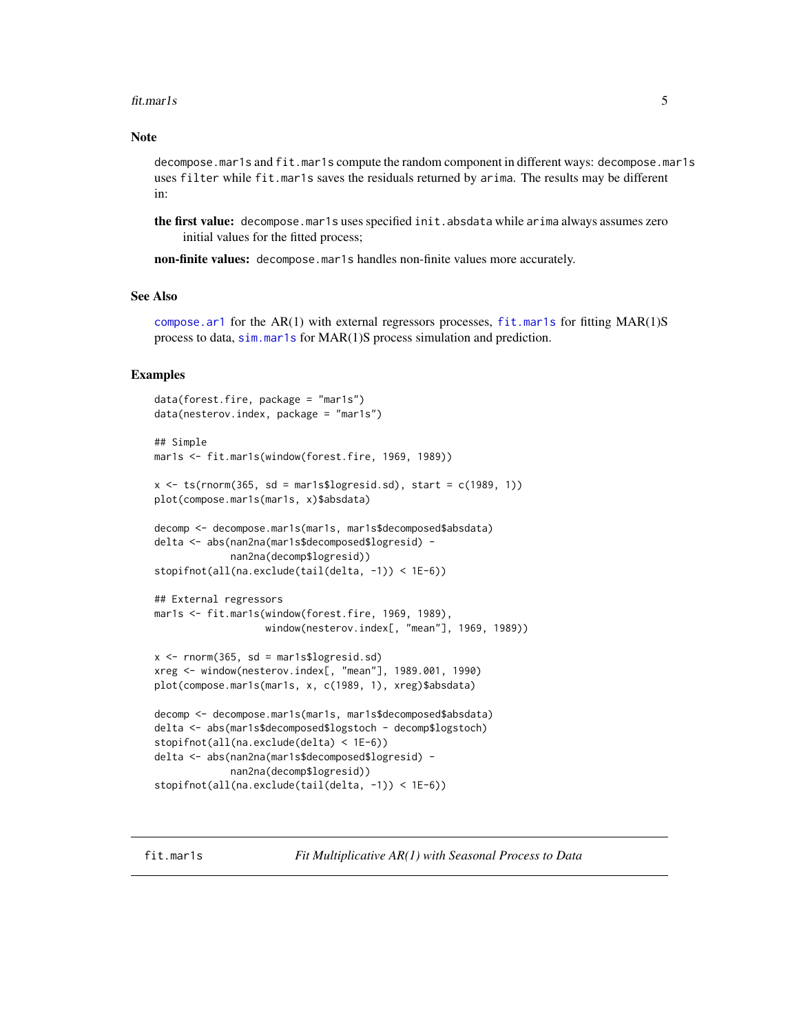### Note

decompose.mar1s and fit.mar1s compute the random component in different ways: decompose.mar1s uses filter while fit.mar1s saves the residuals returned by arima. The results may be different in:

**the first value:** decompose.mar1s uses specified init.absdata while arima always assumes zero initial values for the fitted process;

**non-finite values:** decompose.mar1s handles non-finite values more accurately.

### See Also

compose.ar1 for the AR(1) with external regressors processes, fit.mar1s for fitting MAR(1)S process to data, sim.mar1s for MAR(1)S process simulation and prediction.

### Examples

```
data(forest.fire, package = "mar1s")
data(nesterov.index, package = "mar1s")

## Simple
mar1s <- fit.mar1s(window(forest.fire, 1969, 1989))

x <- ts(rnorm(365, sd = mar1s$logresid.sd), start = c(1989, 1))
plot(compose.mar1s(mar1s, x)$absdata)

decomp <- decompose.mar1s(mar1s, mar1s$decomposed$absdata)
delta <- abs(nan2na(mar1s$decomposed$logresid) -
             nan2na(decomp$logresid))
stopifnot(all(na.exclude(tail(delta, -1)) < 1E-6))

## External regressors
mar1s <- fit.mar1s(window(forest.fire, 1969, 1989),
                   window(nesterov.index[, "mean"], 1969, 1989))

x <- rnorm(365, sd = mar1s$logresid.sd)
xreg <- window(nesterov.index[, "mean"], 1989.001, 1990)
plot(compose.mar1s(mar1s, x, c(1989, 1), xreg)$absdata)

decomp <- decompose.mar1s(mar1s, mar1s$decomposed$absdata)
delta <- abs(mar1s$decomposed$logstoch - decomp$logstoch)
stopifnot(all(na.exclude(delta) < 1E-6))
delta <- abs(nan2na(mar1s$decomposed$logresid) -
             nan2na(decomp$logresid))
stopifnot(all(na.exclude(tail(delta, -1)) < 1E-6))
```

---

## fit.mar1s — *Fit Multiplicative AR(1) with Seasonal Process to Data*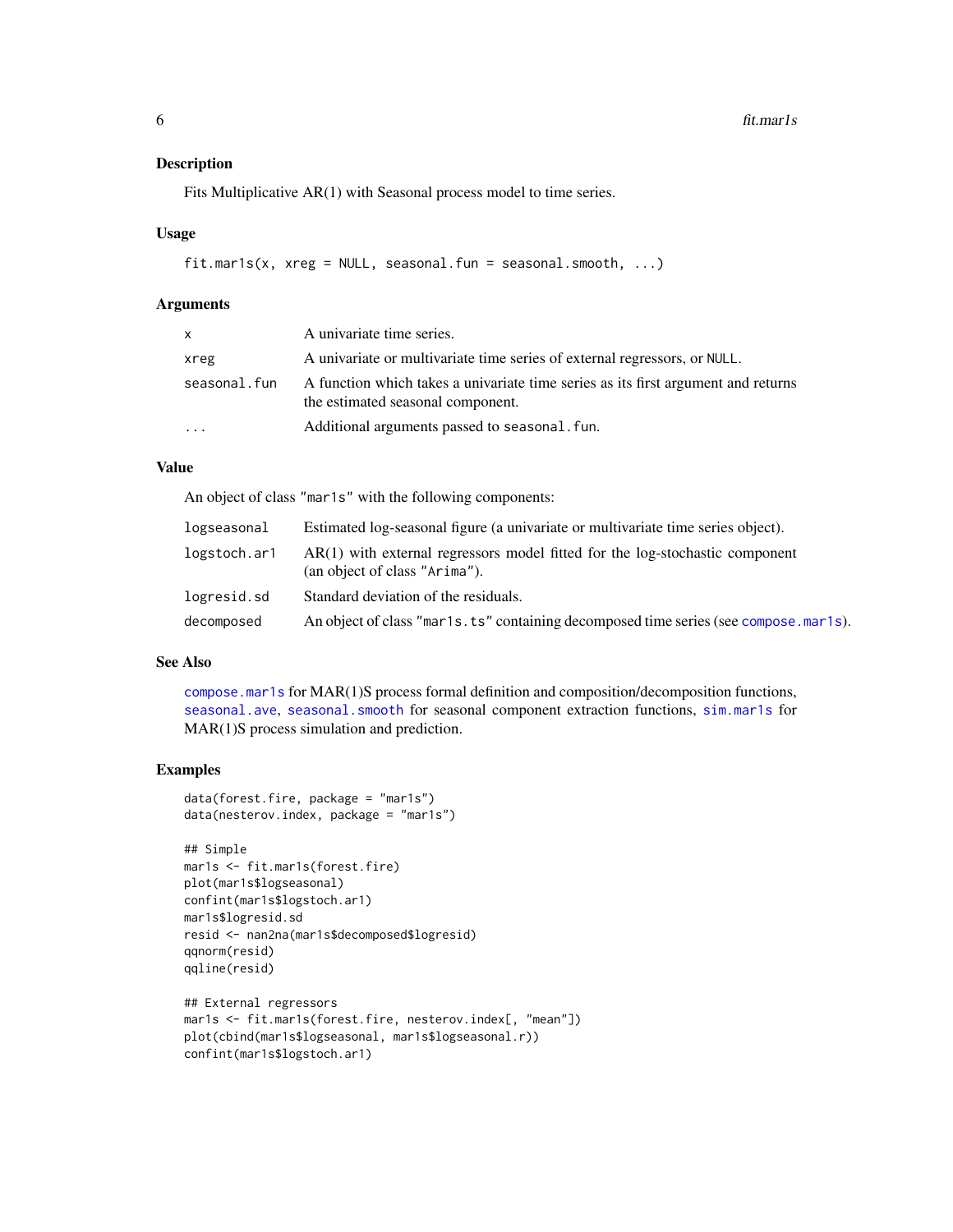## Description

Fits Multiplicative AR(1) with Seasonal process model to time series.

## Usage

```
fit.mar1s(x, xreg = NULL, seasonal.fun = seasonal.smooth, ...)
```

## Arguments

| | |
|---|---|
| x | A univariate time series. |
| xreg | A univariate or multivariate time series of external regressors, or NULL. |
| seasonal.fun | A function which takes a univariate time series as its first argument and returns the estimated seasonal component. |
| ... | Additional arguments passed to seasonal.fun. |

## Value

An object of class "mar1s" with the following components:

| | |
|---|---|
| logseasonal | Estimated log-seasonal figure (a univariate or multivariate time series object). |
| logstoch.ar1 | AR(1) with external regressors model fitted for the log-stochastic component (an object of class "Arima"). |
| logresid.sd | Standard deviation of the residuals. |
| decomposed | An object of class "mar1s.ts" containing decomposed time series (see compose.mar1s). |

## See Also

compose.mar1s for MAR(1)S process formal definition and composition/decomposition functions, seasonal.ave, seasonal.smooth for seasonal component extraction functions, sim.mar1s for MAR(1)S process simulation and prediction.

## Examples

```
data(forest.fire, package = "mar1s")
data(nesterov.index, package = "mar1s")

## Simple
mar1s <- fit.mar1s(forest.fire)
plot(mar1s$logseasonal)
confint(mar1s$logstoch.ar1)
mar1s$logresid.sd
resid <- nan2na(mar1s$decomposed$logresid)
qqnorm(resid)
qqline(resid)

## External regressors
mar1s <- fit.mar1s(forest.fire, nesterov.index[, "mean"])
plot(cbind(mar1s$logseasonal, mar1s$logseasonal.r))
confint(mar1s$logstoch.ar1)
```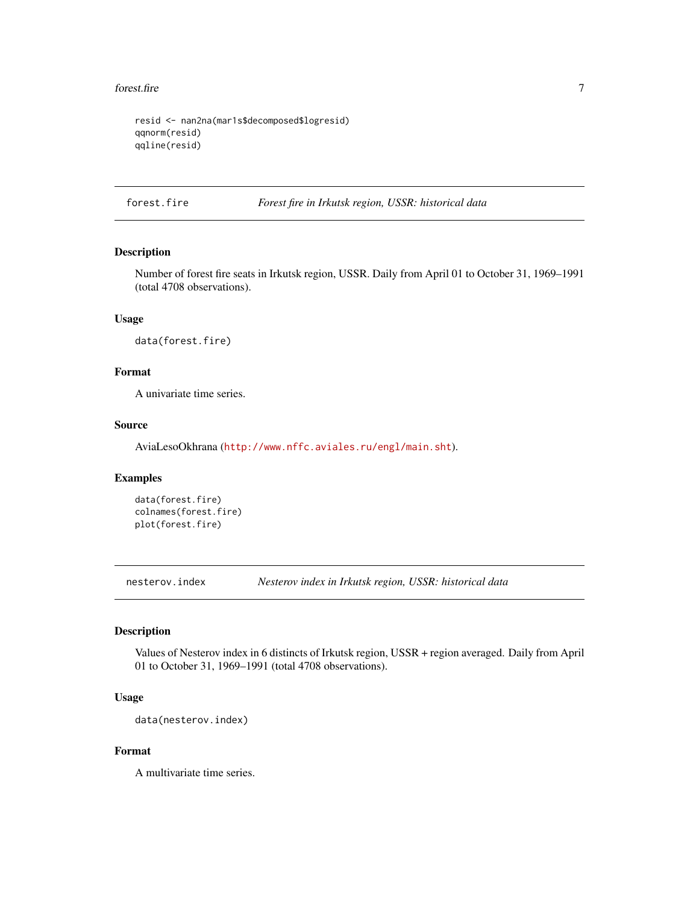```
resid <- nan2na(mar1s$decomposed$logresid)
qqnorm(resid)
qqline(resid)
```

---

## forest.fire — *Forest fire in Irkutsk region, USSR: historical data*

### Description

Number of forest fire seats in Irkutsk region, USSR. Daily from April 01 to October 31, 1969–1991 (total 4708 observations).

### Usage

```
data(forest.fire)
```

### Format

A univariate time series.

### Source

AviaLesoOkhrana (http://www.nffc.aviales.ru/engl/main.sht).

### Examples

```
data(forest.fire)
colnames(forest.fire)
plot(forest.fire)
```

---

## nesterov.index — *Nesterov index in Irkutsk region, USSR: historical data*

### Description

Values of Nesterov index in 6 distincts of Irkutsk region, USSR + region averaged. Daily from April 01 to October 31, 1969–1991 (total 4708 observations).

### Usage

```
data(nesterov.index)
```

### Format

A multivariate time series.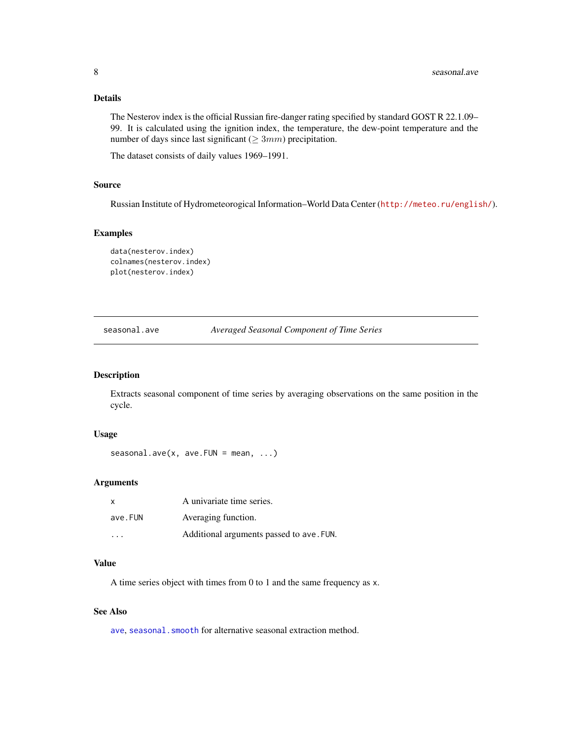## Details

The Nesterov index is the official Russian fire-danger rating specified by standard GOST R 22.1.09–99. It is calculated using the ignition index, the temperature, the dew-point temperature and the number of days since last significant ($\geq 3mm$) precipitation.

The dataset consists of daily values 1969–1991.

## Source

Russian Institute of Hydrometeorogical Information–World Data Center (http://meteo.ru/english/).

## Examples

```
data(nesterov.index)
colnames(nesterov.index)
plot(nesterov.index)
```

---

# seasonal.ave — *Averaged Seasonal Component of Time Series*

## Description

Extracts seasonal component of time series by averaging observations on the same position in the cycle.

## Usage

```
seasonal.ave(x, ave.FUN = mean, ...)
```

## Arguments

| | |
|---|---|
| `x` | A univariate time series. |
| `ave.FUN` | Averaging function. |
| `...` | Additional arguments passed to `ave.FUN`. |

## Value

A time series object with times from 0 to 1 and the same frequency as `x`.

## See Also

`ave`, `seasonal.smooth` for alternative seasonal extraction method.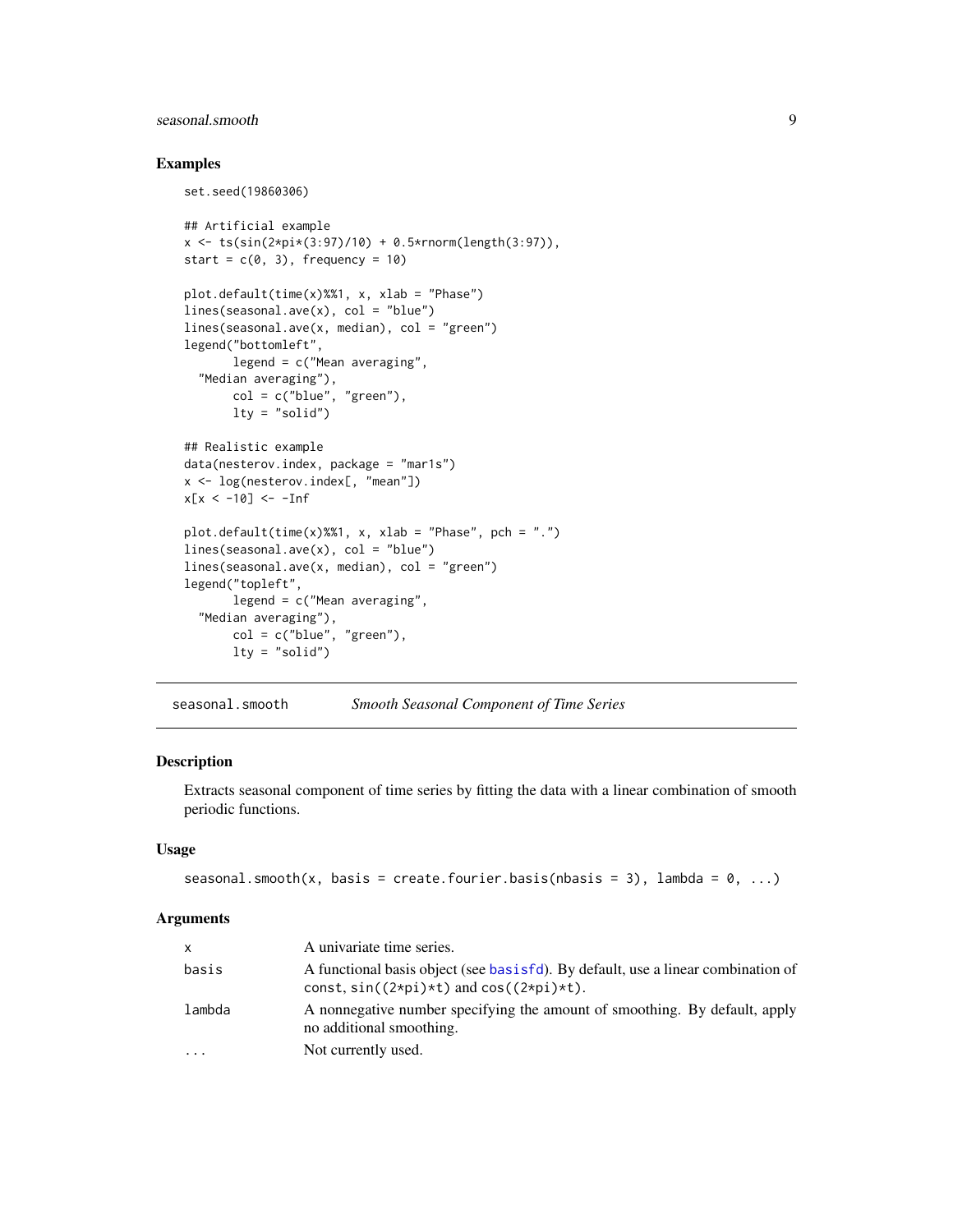### Examples

```
set.seed(19860306)

## Artificial example
x <- ts(sin(2*pi*(3:97)/10) + 0.5*rnorm(length(3:97)),
start = c(0, 3), frequency = 10)

plot.default(time(x)%%1, x, xlab = "Phase")
lines(seasonal.ave(x), col = "blue")
lines(seasonal.ave(x, median), col = "green")
legend("bottomleft",
       legend = c("Mean averaging",
  "Median averaging"),
       col = c("blue", "green"),
       lty = "solid")

## Realistic example
data(nesterov.index, package = "mar1s")
x <- log(nesterov.index[, "mean"])
x[x < -10] <- -Inf

plot.default(time(x)%%1, x, xlab = "Phase", pch = ".")
lines(seasonal.ave(x), col = "blue")
lines(seasonal.ave(x, median), col = "green")
legend("topleft",
       legend = c("Mean averaging",
  "Median averaging"),
       col = c("blue", "green"),
       lty = "solid")
```

---

## seasonal.smooth — *Smooth Seasonal Component of Time Series*

### Description

Extracts seasonal component of time series by fitting the data with a linear combination of smooth periodic functions.

### Usage

```
seasonal.smooth(x, basis = create.fourier.basis(nbasis = 3), lambda = 0, ...)
```

### Arguments

| | |
|---|---|
| `x` | A univariate time series. |
| `basis` | A functional basis object (see basisfd). By default, use a linear combination of const, `sin((2*pi)*t)` and `cos((2*pi)*t)`. |
| `lambda` | A nonnegative number specifying the amount of smoothing. By default, apply no additional smoothing. |
| `...` | Not currently used. |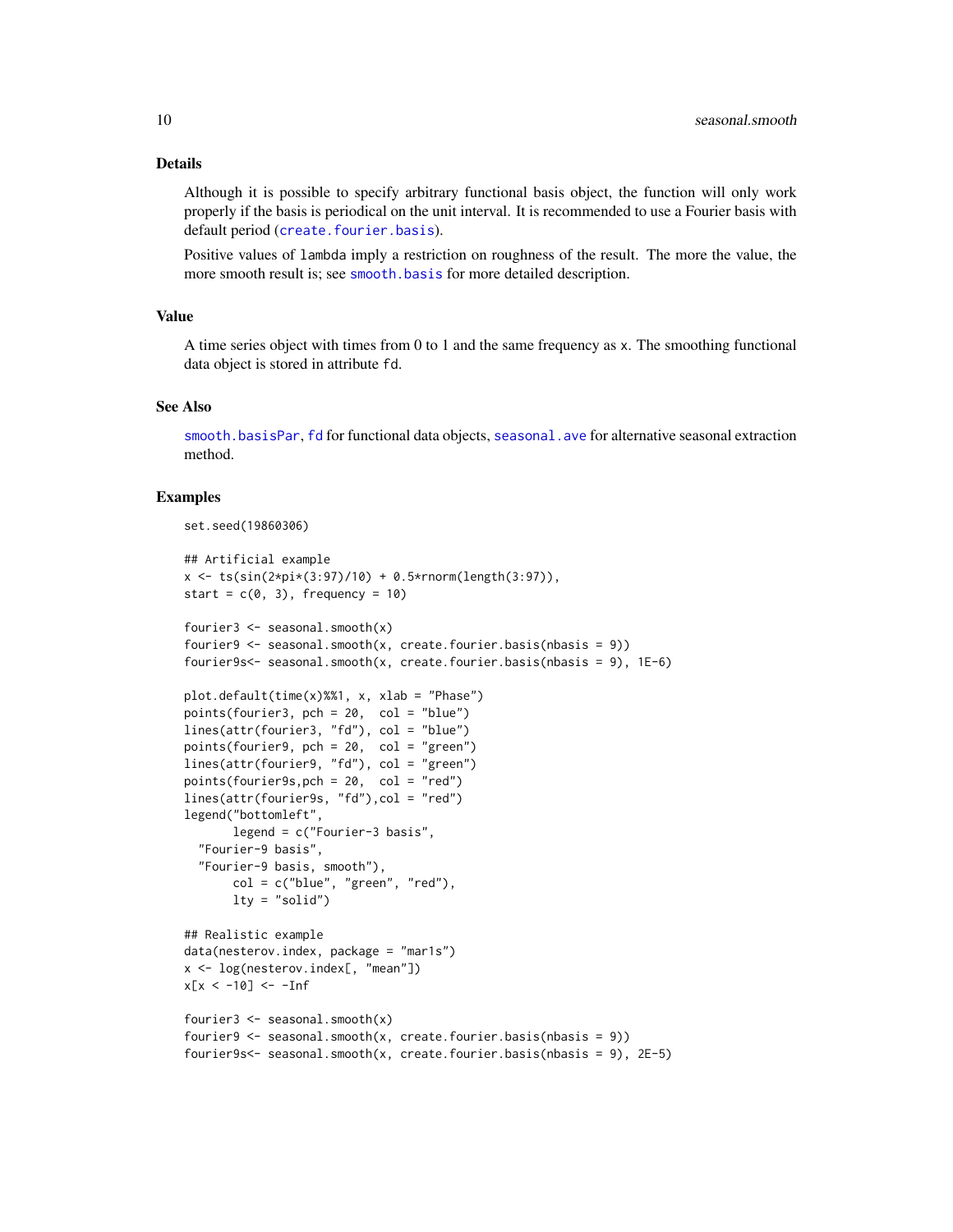### Details

Although it is possible to specify arbitrary functional basis object, the function will only work properly if the basis is periodical on the unit interval. It is recommended to use a Fourier basis with default period (create.fourier.basis).

Positive values of lambda imply a restriction on roughness of the result. The more the value, the more smooth result is; see smooth.basis for more detailed description.

### Value

A time series object with times from 0 to 1 and the same frequency as x. The smoothing functional data object is stored in attribute fd.

### See Also

smooth.basisPar, fd for functional data objects, seasonal.ave for alternative seasonal extraction method.

### Examples

```
set.seed(19860306)

## Artificial example
x <- ts(sin(2*pi*(3:97)/10) + 0.5*rnorm(length(3:97)),
start = c(0, 3), frequency = 10)

fourier3 <- seasonal.smooth(x)
fourier9 <- seasonal.smooth(x, create.fourier.basis(nbasis = 9))
fourier9s<- seasonal.smooth(x, create.fourier.basis(nbasis = 9), 1E-6)

plot.default(time(x)%%1, x, xlab = "Phase")
points(fourier3, pch = 20,  col = "blue")
lines(attr(fourier3, "fd"), col = "blue")
points(fourier9, pch = 20,  col = "green")
lines(attr(fourier9, "fd"), col = "green")
points(fourier9s,pch = 20,  col = "red")
lines(attr(fourier9s, "fd"),col = "red")
legend("bottomleft",
       legend = c("Fourier-3 basis",
  "Fourier-9 basis",
  "Fourier-9 basis, smooth"),
       col = c("blue", "green", "red"),
       lty = "solid")

## Realistic example
data(nesterov.index, package = "mar1s")
x <- log(nesterov.index[, "mean"])
x[x < -10] <- -Inf

fourier3 <- seasonal.smooth(x)
fourier9 <- seasonal.smooth(x, create.fourier.basis(nbasis = 9))
fourier9s<- seasonal.smooth(x, create.fourier.basis(nbasis = 9), 2E-5)
```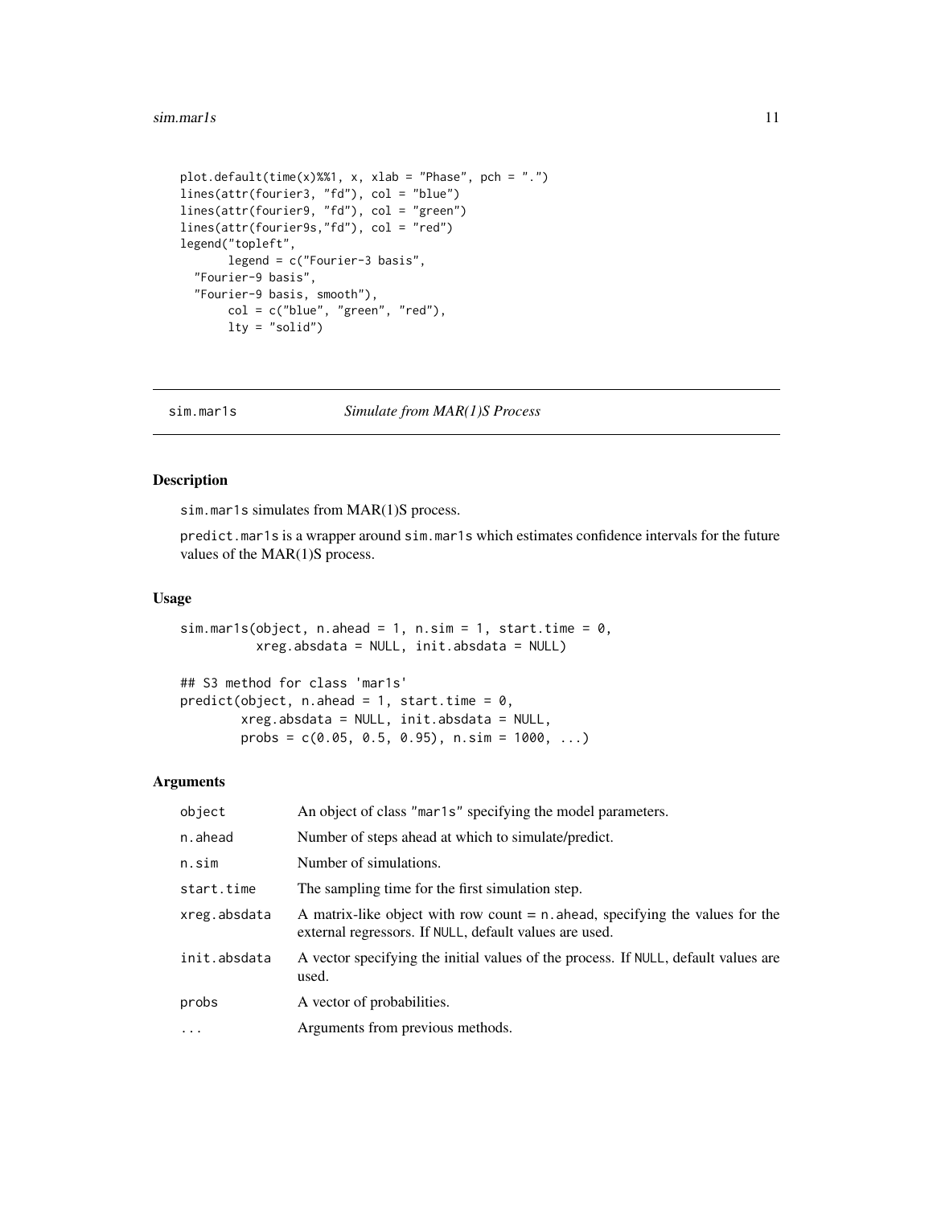```
plot.default(time(x)%%1, x, xlab = "Phase", pch = ".")
lines(attr(fourier3, "fd"), col = "blue")
lines(attr(fourier9, "fd"), col = "green")
lines(attr(fourier9s,"fd"), col = "red")
legend("topleft",
       legend = c("Fourier-3 basis",
  "Fourier-9 basis",
  "Fourier-9 basis, smooth"),
       col = c("blue", "green", "red"),
       lty = "solid")
```

## sim.mar1s — *Simulate from MAR(1)S Process*

### Description

sim.mar1s simulates from MAR(1)S process.

predict.mar1s is a wrapper around sim.mar1s which estimates confidence intervals for the future values of the MAR(1)S process.

### Usage

```
sim.mar1s(object, n.ahead = 1, n.sim = 1, start.time = 0,
          xreg.absdata = NULL, init.absdata = NULL)

## S3 method for class 'mar1s'
predict(object, n.ahead = 1, start.time = 0,
        xreg.absdata = NULL, init.absdata = NULL,
        probs = c(0.05, 0.5, 0.95), n.sim = 1000, ...)
```

### Arguments

| | |
|---|---|
| object | An object of class "mar1s" specifying the model parameters. |
| n.ahead | Number of steps ahead at which to simulate/predict. |
| n.sim | Number of simulations. |
| start.time | The sampling time for the first simulation step. |
| xreg.absdata | A matrix-like object with row count = n.ahead, specifying the values for the external regressors. If NULL, default values are used. |
| init.absdata | A vector specifying the initial values of the process. If NULL, default values are used. |
| probs | A vector of probabilities. |
| ... | Arguments from previous methods. |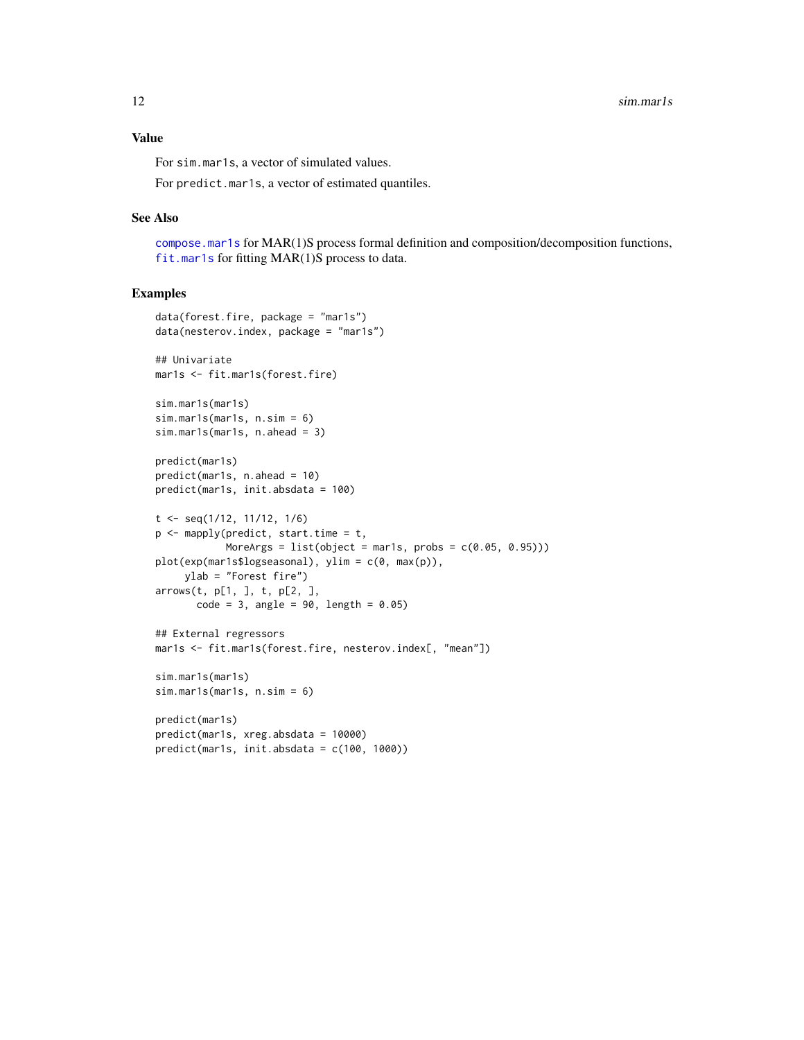### Value

For `sim.mar1s`, a vector of simulated values.

For `predict.mar1s`, a vector of estimated quantiles.

### See Also

`compose.mar1s` for MAR(1)S process formal definition and composition/decomposition functions, `fit.mar1s` for fitting MAR(1)S process to data.

### Examples

```
data(forest.fire, package = "mar1s")
data(nesterov.index, package = "mar1s")

## Univariate
mar1s <- fit.mar1s(forest.fire)

sim.mar1s(mar1s)
sim.mar1s(mar1s, n.sim = 6)
sim.mar1s(mar1s, n.ahead = 3)

predict(mar1s)
predict(mar1s, n.ahead = 10)
predict(mar1s, init.absdata = 100)

t <- seq(1/12, 11/12, 1/6)
p <- mapply(predict, start.time = t,
            MoreArgs = list(object = mar1s, probs = c(0.05, 0.95)))
plot(exp(mar1s$logseasonal), ylim = c(0, max(p)),
     ylab = "Forest fire")
arrows(t, p[1, ], t, p[2, ],
       code = 3, angle = 90, length = 0.05)

## External regressors
mar1s <- fit.mar1s(forest.fire, nesterov.index[, "mean"])

sim.mar1s(mar1s)
sim.mar1s(mar1s, n.sim = 6)

predict(mar1s)
predict(mar1s, xreg.absdata = 10000)
predict(mar1s, init.absdata = c(100, 1000))
```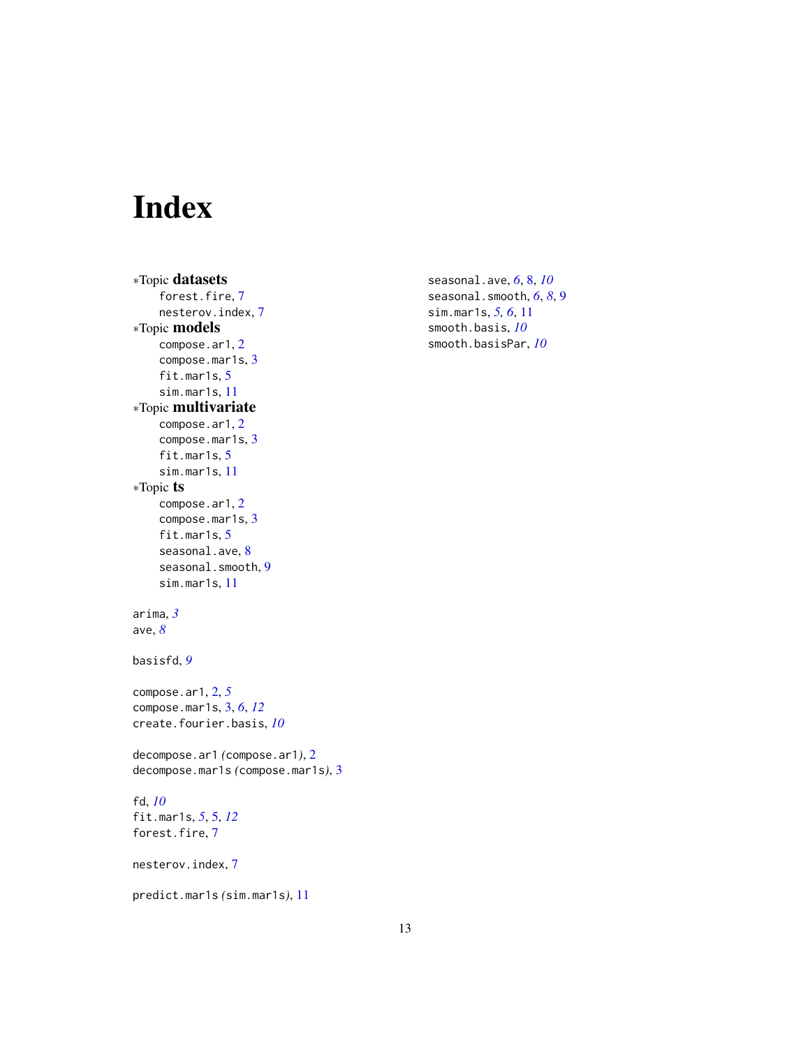# Index

*Topic **datasets**
- forest.fire, 7
- nesterov.index, 7

*Topic **models**
- compose.ar1, 2
- compose.mar1s, 3
- fit.mar1s, 5
- sim.mar1s, 11

*Topic **multivariate**
- compose.ar1, 2
- compose.mar1s, 3
- fit.mar1s, 5
- sim.mar1s, 11

*Topic **ts**
- compose.ar1, 2
- compose.mar1s, 3
- fit.mar1s, 5
- seasonal.ave, 8
- seasonal.smooth, 9
- sim.mar1s, 11

arima, *3*
ave, *8*

basisfd, *9*

compose.ar1, 2, *5*
compose.mar1s, 3, *6*, *12*
create.fourier.basis, *10*

decompose.ar1 *(*compose.ar1*)*, 2
decompose.mar1s *(*compose.mar1s*)*, 3

fd, *10*
fit.mar1s, *5*, 5, *12*
forest.fire, 7

nesterov.index, 7

predict.mar1s *(*sim.mar1s*)*, 11

seasonal.ave, *6*, 8, *10*
seasonal.smooth, *6*, *8*, 9
sim.mar1s, *5*, *6*, 11
smooth.basis, *10*
smooth.basisPar, *10*